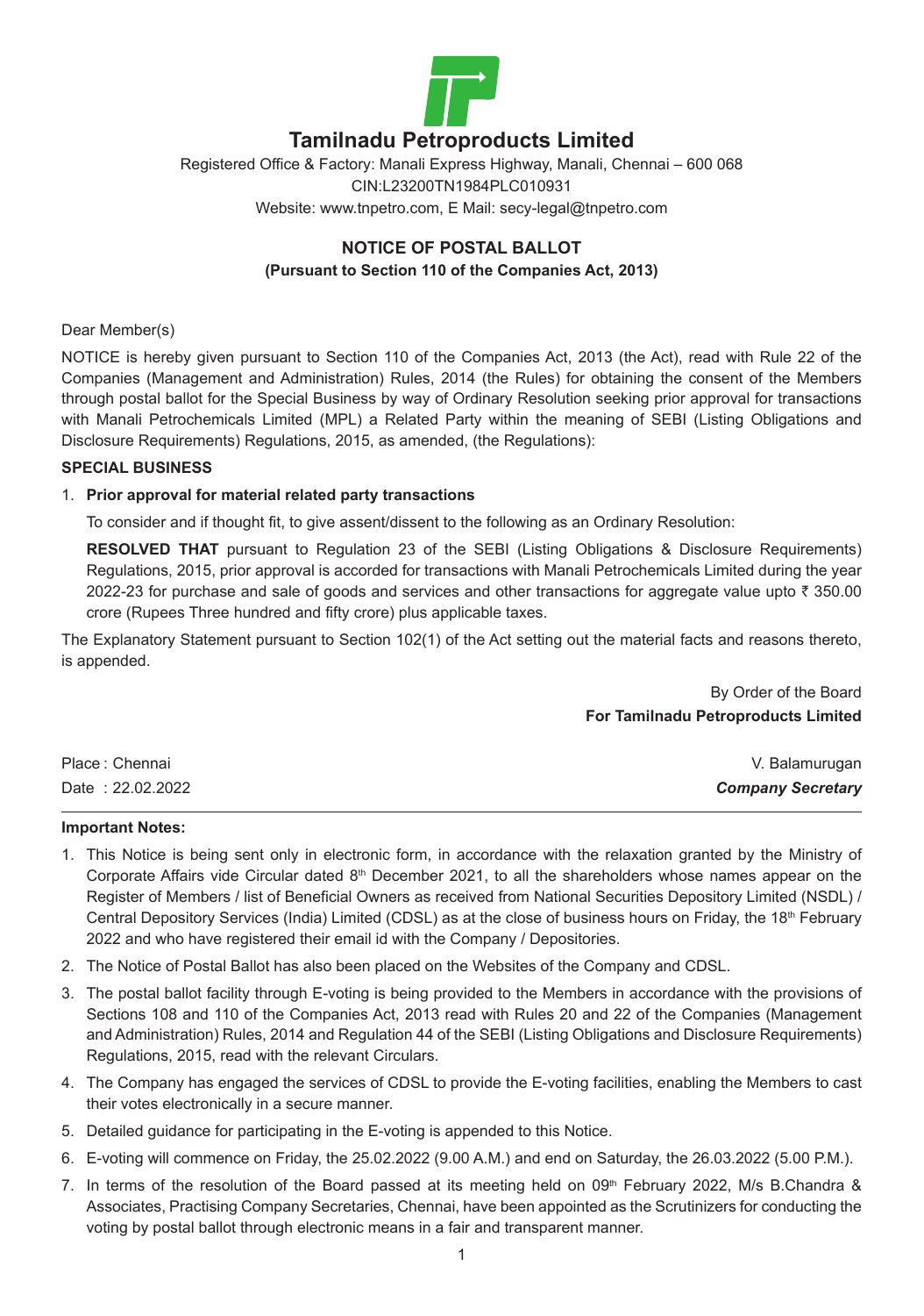# Tamilnadu Petroproducts Limited

Registered Office & Factory: Manali Express Highway, Manali, Chennai – 600 068
CIN:L23200TN1984PLC010931
Website: www.tnpetro.com, E Mail: secy-legal@tnpetro.com

## NOTICE OF POSTAL BALLOT
### (Pursuant to Section 110 of the Companies Act, 2013)

Dear Member(s)

NOTICE is hereby given pursuant to Section 110 of the Companies Act, 2013 (the Act), read with Rule 22 of the Companies (Management and Administration) Rules, 2014 (the Rules) for obtaining the consent of the Members through postal ballot for the Special Business by way of Ordinary Resolution seeking prior approval for transactions with Manali Petrochemicals Limited (MPL) a Related Party within the meaning of SEBI (Listing Obligations and Disclosure Requirements) Regulations, 2015, as amended, (the Regulations):

**SPECIAL BUSINESS**

1. **Prior approval for material related party transactions**

   To consider and if thought fit, to give assent/dissent to the following as an Ordinary Resolution:

   **RESOLVED THAT** pursuant to Regulation 23 of the SEBI (Listing Obligations & Disclosure Requirements) Regulations, 2015, prior approval is accorded for transactions with Manali Petrochemicals Limited during the year 2022-23 for purchase and sale of goods and services and other transactions for aggregate value upto ₹ 350.00 crore (Rupees Three hundred and fifty crore) plus applicable taxes.

The Explanatory Statement pursuant to Section 102(1) of the Act setting out the material facts and reasons thereto, is appended.

By Order of the Board
**For Tamilnadu Petroproducts Limited**

Place : Chennai
Date : 22.02.2022

V. Balamurugan
***Company Secretary***

**Important Notes:**

1. This Notice is being sent only in electronic form, in accordance with the relaxation granted by the Ministry of Corporate Affairs vide Circular dated 8th December 2021, to all the shareholders whose names appear on the Register of Members / list of Beneficial Owners as received from National Securities Depository Limited (NSDL) / Central Depository Services (India) Limited (CDSL) as at the close of business hours on Friday, the 18th February 2022 and who have registered their email id with the Company / Depositories.
2. The Notice of Postal Ballot has also been placed on the Websites of the Company and CDSL.
3. The postal ballot facility through E-voting is being provided to the Members in accordance with the provisions of Sections 108 and 110 of the Companies Act, 2013 read with Rules 20 and 22 of the Companies (Management and Administration) Rules, 2014 and Regulation 44 of the SEBI (Listing Obligations and Disclosure Requirements) Regulations, 2015, read with the relevant Circulars.
4. The Company has engaged the services of CDSL to provide the E-voting facilities, enabling the Members to cast their votes electronically in a secure manner.
5. Detailed guidance for participating in the E-voting is appended to this Notice.
6. E-voting will commence on Friday, the 25.02.2022 (9.00 A.M.) and end on Saturday, the 26.03.2022 (5.00 P.M.).
7. In terms of the resolution of the Board passed at its meeting held on 09th February 2022, M/s B.Chandra & Associates, Practising Company Secretaries, Chennai, have been appointed as the Scrutinizers for conducting the voting by postal ballot through electronic means in a fair and transparent manner.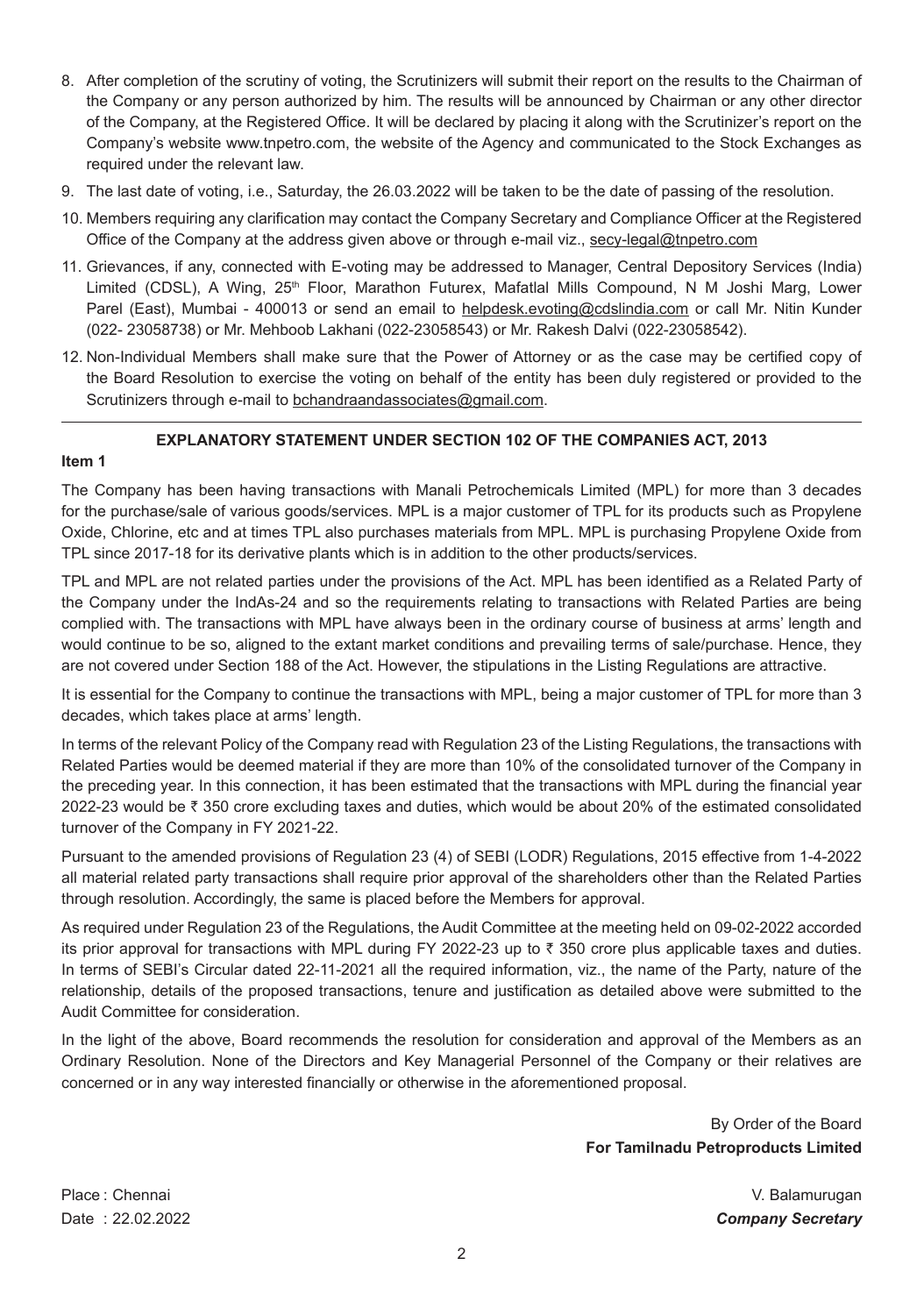8. After completion of the scrutiny of voting, the Scrutinizers will submit their report on the results to the Chairman of the Company or any person authorized by him. The results will be announced by Chairman or any other director of the Company, at the Registered Office. It will be declared by placing it along with the Scrutinizer's report on the Company's website www.tnpetro.com, the website of the Agency and communicated to the Stock Exchanges as required under the relevant law.
9. The last date of voting, i.e., Saturday, the 26.03.2022 will be taken to be the date of passing of the resolution.
10. Members requiring any clarification may contact the Company Secretary and Compliance Officer at the Registered Office of the Company at the address given above or through e-mail viz., secy-legal@tnpetro.com
11. Grievances, if any, connected with E-voting may be addressed to Manager, Central Depository Services (India) Limited (CDSL), A Wing, 25th Floor, Marathon Futurex, Mafatlal Mills Compound, N M Joshi Marg, Lower Parel (East), Mumbai - 400013 or send an email to helpdesk.evoting@cdslindia.com or call Mr. Nitin Kunder (022- 23058738) or Mr. Mehboob Lakhani (022-23058543) or Mr. Rakesh Dalvi (022-23058542).
12. Non-Individual Members shall make sure that the Power of Attorney or as the case may be certified copy of the Board Resolution to exercise the voting on behalf of the entity has been duly registered or provided to the Scrutinizers through e-mail to bchandraandassociates@gmail.com.

---

## EXPLANATORY STATEMENT UNDER SECTION 102 OF THE COMPANIES ACT, 2013

**Item 1**

The Company has been having transactions with Manali Petrochemicals Limited (MPL) for more than 3 decades for the purchase/sale of various goods/services. MPL is a major customer of TPL for its products such as Propylene Oxide, Chlorine, etc and at times TPL also purchases materials from MPL. MPL is purchasing Propylene Oxide from TPL since 2017-18 for its derivative plants which is in addition to the other products/services.

TPL and MPL are not related parties under the provisions of the Act. MPL has been identified as a Related Party of the Company under the IndAs-24 and so the requirements relating to transactions with Related Parties are being complied with. The transactions with MPL have always been in the ordinary course of business at arms' length and would continue to be so, aligned to the extant market conditions and prevailing terms of sale/purchase. Hence, they are not covered under Section 188 of the Act. However, the stipulations in the Listing Regulations are attractive.

It is essential for the Company to continue the transactions with MPL, being a major customer of TPL for more than 3 decades, which takes place at arms' length.

In terms of the relevant Policy of the Company read with Regulation 23 of the Listing Regulations, the transactions with Related Parties would be deemed material if they are more than 10% of the consolidated turnover of the Company in the preceding year. In this connection, it has been estimated that the transactions with MPL during the financial year 2022-23 would be ₹ 350 crore excluding taxes and duties, which would be about 20% of the estimated consolidated turnover of the Company in FY 2021-22.

Pursuant to the amended provisions of Regulation 23 (4) of SEBI (LODR) Regulations, 2015 effective from 1-4-2022 all material related party transactions shall require prior approval of the shareholders other than the Related Parties through resolution. Accordingly, the same is placed before the Members for approval.

As required under Regulation 23 of the Regulations, the Audit Committee at the meeting held on 09-02-2022 accorded its prior approval for transactions with MPL during FY 2022-23 up to ₹ 350 crore plus applicable taxes and duties. In terms of SEBI's Circular dated 22-11-2021 all the required information, viz., the name of the Party, nature of the relationship, details of the proposed transactions, tenure and justification as detailed above were submitted to the Audit Committee for consideration.

In the light of the above, Board recommends the resolution for consideration and approval of the Members as an Ordinary Resolution. None of the Directors and Key Managerial Personnel of the Company or their relatives are concerned or in any way interested financially or otherwise in the aforementioned proposal.

By Order of the Board
**For Tamilnadu Petroproducts Limited**

Place : Chennai
Date : 22.02.2022

V. Balamurugan
***Company Secretary***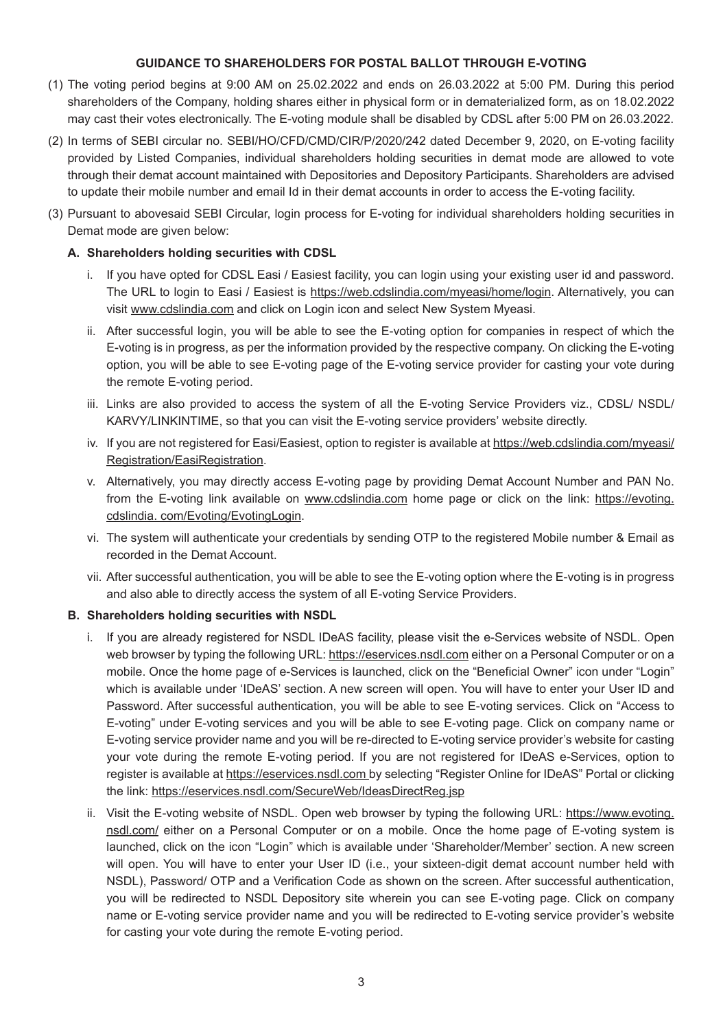## GUIDANCE TO SHAREHOLDERS FOR POSTAL BALLOT THROUGH E-VOTING

(1) The voting period begins at 9:00 AM on 25.02.2022 and ends on 26.03.2022 at 5:00 PM. During this period shareholders of the Company, holding shares either in physical form or in dematerialized form, as on 18.02.2022 may cast their votes electronically. The E-voting module shall be disabled by CDSL after 5:00 PM on 26.03.2022.

(2) In terms of SEBI circular no. SEBI/HO/CFD/CMD/CIR/P/2020/242 dated December 9, 2020, on E-voting facility provided by Listed Companies, individual shareholders holding securities in demat mode are allowed to vote through their demat account maintained with Depositories and Depository Participants. Shareholders are advised to update their mobile number and email Id in their demat accounts in order to access the E-voting facility.

(3) Pursuant to abovesaid SEBI Circular, login process for E-voting for individual shareholders holding securities in Demat mode are given below:

**A. Shareholders holding securities with CDSL**

i. If you have opted for CDSL Easi / Easiest facility, you can login using your existing user id and password. The URL to login to Easi / Easiest is https://web.cdslindia.com/myeasi/home/login. Alternatively, you can visit www.cdslindia.com and click on Login icon and select New System Myeasi.

ii. After successful login, you will be able to see the E-voting option for companies in respect of which the E-voting is in progress, as per the information provided by the respective company. On clicking the E-voting option, you will be able to see E-voting page of the E-voting service provider for casting your vote during the remote E-voting period.

iii. Links are also provided to access the system of all the E-voting Service Providers viz., CDSL/ NSDL/ KARVY/LINKINTIME, so that you can visit the E-voting service providers' website directly.

iv. If you are not registered for Easi/Easiest, option to register is available at https://web.cdslindia.com/myeasi/Registration/EasiRegistration.

v. Alternatively, you may directly access E-voting page by providing Demat Account Number and PAN No. from the E-voting link available on www.cdslindia.com home page or click on the link: https://evoting.cdslindia. com/Evoting/EvotingLogin.

vi. The system will authenticate your credentials by sending OTP to the registered Mobile number & Email as recorded in the Demat Account.

vii. After successful authentication, you will be able to see the E-voting option where the E-voting is in progress and also able to directly access the system of all E-voting Service Providers.

**B. Shareholders holding securities with NSDL**

i. If you are already registered for NSDL IDeAS facility, please visit the e-Services website of NSDL. Open web browser by typing the following URL: https://eservices.nsdl.com either on a Personal Computer or on a mobile. Once the home page of e-Services is launched, click on the "Beneficial Owner" icon under "Login" which is available under 'IDeAS' section. A new screen will open. You will have to enter your User ID and Password. After successful authentication, you will be able to see E-voting services. Click on "Access to E-voting" under E-voting services and you will be able to see E-voting page. Click on company name or E-voting service provider name and you will be re-directed to E-voting service provider's website for casting your vote during the remote E-voting period. If you are not registered for IDeAS e-Services, option to register is available at https://eservices.nsdl.com by selecting "Register Online for IDeAS" Portal or clicking the link: https://eservices.nsdl.com/SecureWeb/IdeasDirectReg.jsp

ii. Visit the E-voting website of NSDL. Open web browser by typing the following URL: https://www.evoting.nsdl.com/ either on a Personal Computer or on a mobile. Once the home page of E-voting system is launched, click on the icon "Login" which is available under 'Shareholder/Member' section. A new screen will open. You will have to enter your User ID (i.e., your sixteen-digit demat account number held with NSDL), Password/ OTP and a Verification Code as shown on the screen. After successful authentication, you will be redirected to NSDL Depository site wherein you can see E-voting page. Click on company name or E-voting service provider name and you will be redirected to E-voting service provider's website for casting your vote during the remote E-voting period.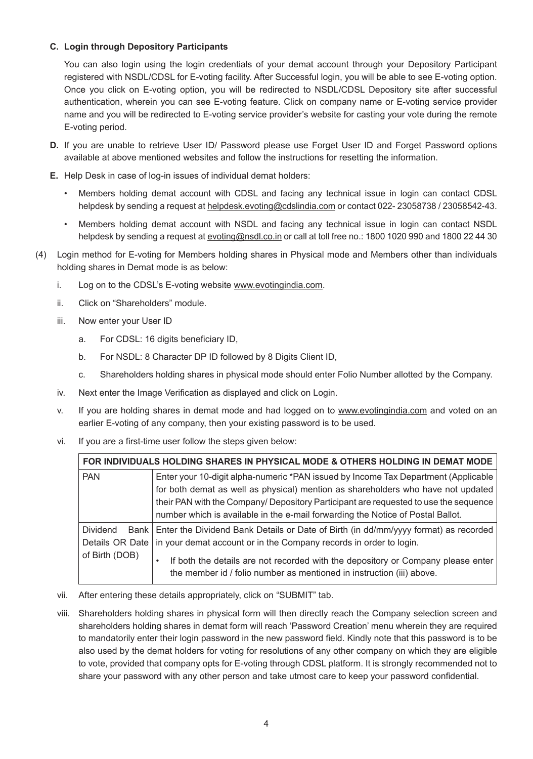**C. Login through Depository Participants**

You can also login using the login credentials of your demat account through your Depository Participant registered with NSDL/CDSL for E-voting facility. After Successful login, you will be able to see E-voting option. Once you click on E-voting option, you will be redirected to NSDL/CDSL Depository site after successful authentication, wherein you can see E-voting feature. Click on company name or E-voting service provider name and you will be redirected to E-voting service provider's website for casting your vote during the remote E-voting period.

**D.** If you are unable to retrieve User ID/ Password please use Forget User ID and Forget Password options available at above mentioned websites and follow the instructions for resetting the information.

**E.** Help Desk in case of log-in issues of individual demat holders:

- Members holding demat account with CDSL and facing any technical issue in login can contact CDSL helpdesk by sending a request at helpdesk.evoting@cdslindia.com or contact 022- 23058738 / 23058542-43.
- Members holding demat account with NSDL and facing any technical issue in login can contact NSDL helpdesk by sending a request at evoting@nsdl.co.in or call at toll free no.: 1800 1020 990 and 1800 22 44 30

(4) Login method for E-voting for Members holding shares in Physical mode and Members other than individuals holding shares in Demat mode is as below:

i. Log on to the CDSL's E-voting website www.evotingindia.com.

ii. Click on "Shareholders" module.

iii. Now enter your User ID

a. For CDSL: 16 digits beneficiary ID,

b. For NSDL: 8 Character DP ID followed by 8 Digits Client ID,

c. Shareholders holding shares in physical mode should enter Folio Number allotted by the Company.

iv. Next enter the Image Verification as displayed and click on Login.

v. If you are holding shares in demat mode and had logged on to www.evotingindia.com and voted on an earlier E-voting of any company, then your existing password is to be used.

vi. If you are a first-time user follow the steps given below:

| FOR INDIVIDUALS HOLDING SHARES IN PHYSICAL MODE & OTHERS HOLDING IN DEMAT MODE | |
|---|---|
| PAN | Enter your 10-digit alpha-numeric *PAN issued by Income Tax Department (Applicable for both demat as well as physical) mention as shareholders who have not updated their PAN with the Company/ Depository Participant are requested to use the sequence number which is available in the e-mail forwarding the Notice of Postal Ballot. |
| Dividend Bank Details OR Date of Birth (DOB) | Enter the Dividend Bank Details or Date of Birth (in dd/mm/yyyy format) as recorded in your demat account or in the Company records in order to login.<br>• If both the details are not recorded with the depository or Company please enter the member id / folio number as mentioned in instruction (iii) above. |

vii. After entering these details appropriately, click on "SUBMIT" tab.

viii. Shareholders holding shares in physical form will then directly reach the Company selection screen and shareholders holding shares in demat form will reach 'Password Creation' menu wherein they are required to mandatorily enter their login password in the new password field. Kindly note that this password is to be also used by the demat holders for voting for resolutions of any other company on which they are eligible to vote, provided that company opts for E-voting through CDSL platform. It is strongly recommended not to share your password with any other person and take utmost care to keep your password confidential.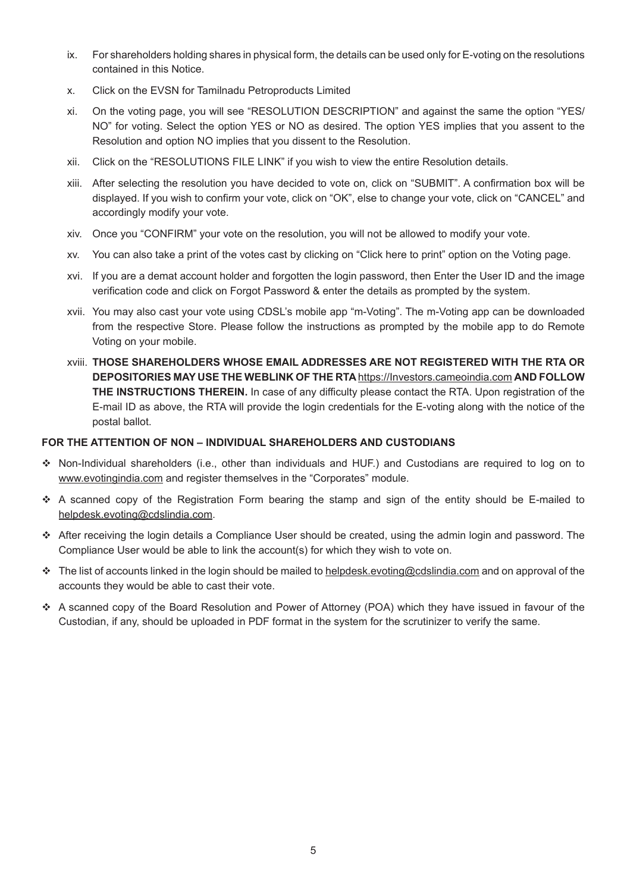ix. For shareholders holding shares in physical form, the details can be used only for E-voting on the resolutions contained in this Notice.

x. Click on the EVSN for Tamilnadu Petroproducts Limited

xi. On the voting page, you will see “RESOLUTION DESCRIPTION” and against the same the option “YES/NO” for voting. Select the option YES or NO as desired. The option YES implies that you assent to the Resolution and option NO implies that you dissent to the Resolution.

xii. Click on the “RESOLUTIONS FILE LINK” if you wish to view the entire Resolution details.

xiii. After selecting the resolution you have decided to vote on, click on “SUBMIT”. A confirmation box will be displayed. If you wish to confirm your vote, click on “OK”, else to change your vote, click on “CANCEL” and accordingly modify your vote.

xiv. Once you “CONFIRM” your vote on the resolution, you will not be allowed to modify your vote.

xv. You can also take a print of the votes cast by clicking on “Click here to print” option on the Voting page.

xvi. If you are a demat account holder and forgotten the login password, then Enter the User ID and the image verification code and click on Forgot Password & enter the details as prompted by the system.

xvii. You may also cast your vote using CDSL’s mobile app “m-Voting”. The m-Voting app can be downloaded from the respective Store. Please follow the instructions as prompted by the mobile app to do Remote Voting on your mobile.

xviii. **THOSE SHAREHOLDERS WHOSE EMAIL ADDRESSES ARE NOT REGISTERED WITH THE RTA OR DEPOSITORIES MAY USE THE WEBLINK OF THE RTA** https://Investors.cameoindia.com **AND FOLLOW THE INSTRUCTIONS THEREIN.** In case of any difficulty please contact the RTA. Upon registration of the E-mail ID as above, the RTA will provide the login credentials for the E-voting along with the notice of the postal ballot.

**FOR THE ATTENTION OF NON – INDIVIDUAL SHAREHOLDERS AND CUSTODIANS**

- Non-Individual shareholders (i.e., other than individuals and HUF.) and Custodians are required to log on to www.evotingindia.com and register themselves in the “Corporates” module.
- A scanned copy of the Registration Form bearing the stamp and sign of the entity should be E-mailed to helpdesk.evoting@cdslindia.com.
- After receiving the login details a Compliance User should be created, using the admin login and password. The Compliance User would be able to link the account(s) for which they wish to vote on.
- The list of accounts linked in the login should be mailed to helpdesk.evoting@cdslindia.com and on approval of the accounts they would be able to cast their vote.
- A scanned copy of the Board Resolution and Power of Attorney (POA) which they have issued in favour of the Custodian, if any, should be uploaded in PDF format in the system for the scrutinizer to verify the same.